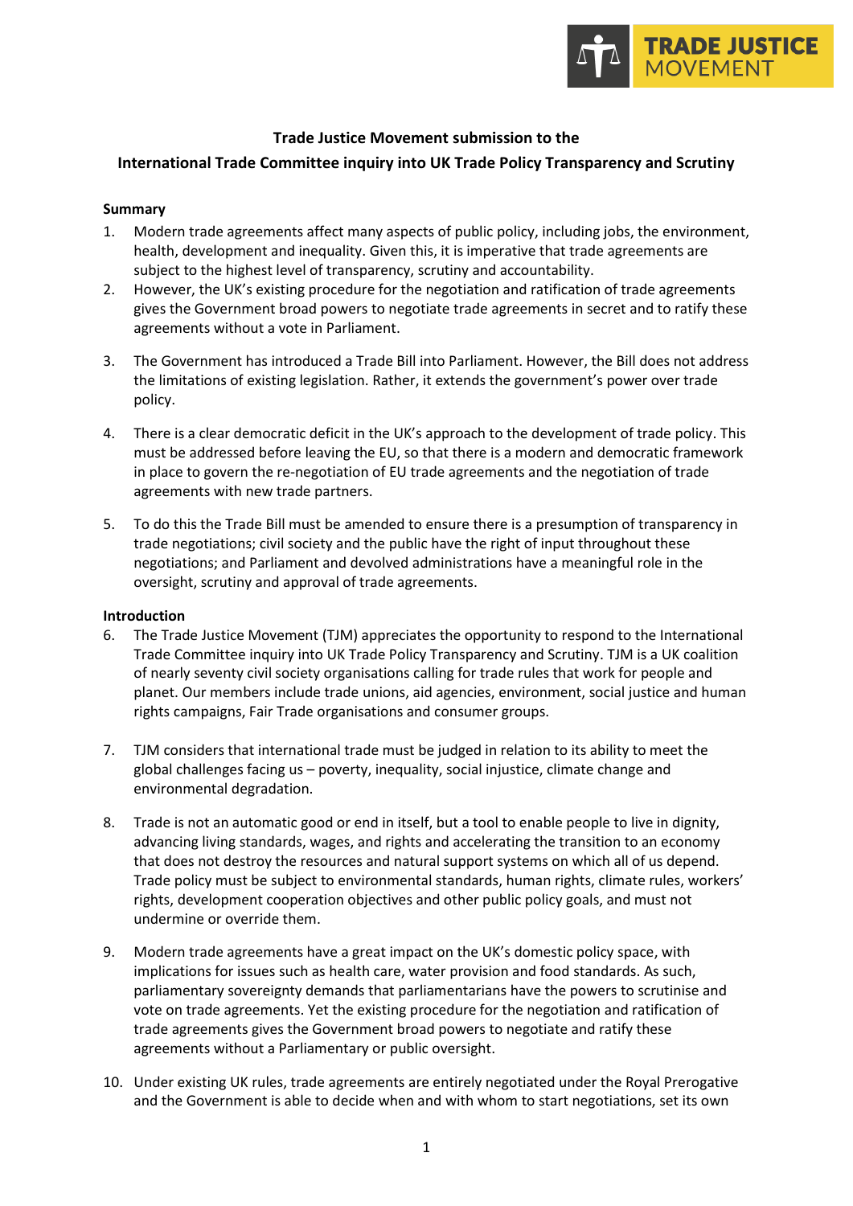**Trade Justice Movement submission to the International Trade Committee inquiry into UK Trade Policy Transparency and Scrutiny**

### Summary

1. Modern trade agreements affect many aspects of public policy, including jobs, the environment, health, development and inequality. Given this, it is imperative that trade agreements are subject to the highest level of transparency, scrutiny and accountability.
2. However, the UK's existing procedure for the negotiation and ratification of trade agreements gives the Government broad powers to negotiate trade agreements in secret and to ratify these agreements without a vote in Parliament.
3. The Government has introduced a Trade Bill into Parliament. However, the Bill does not address the limitations of existing legislation. Rather, it extends the government's power over trade policy.
4. There is a clear democratic deficit in the UK's approach to the development of trade policy. This must be addressed before leaving the EU, so that there is a modern and democratic framework in place to govern the re-negotiation of EU trade agreements and the negotiation of trade agreements with new trade partners.
5. To do this the Trade Bill must be amended to ensure there is a presumption of transparency in trade negotiations; civil society and the public have the right of input throughout these negotiations; and Parliament and devolved administrations have a meaningful role in the oversight, scrutiny and approval of trade agreements.

### Introduction

6. The Trade Justice Movement (TJM) appreciates the opportunity to respond to the International Trade Committee inquiry into UK Trade Policy Transparency and Scrutiny. TJM is a UK coalition of nearly seventy civil society organisations calling for trade rules that work for people and planet. Our members include trade unions, aid agencies, environment, social justice and human rights campaigns, Fair Trade organisations and consumer groups.
7. TJM considers that international trade must be judged in relation to its ability to meet the global challenges facing us – poverty, inequality, social injustice, climate change and environmental degradation.
8. Trade is not an automatic good or end in itself, but a tool to enable people to live in dignity, advancing living standards, wages, and rights and accelerating the transition to an economy that does not destroy the resources and natural support systems on which all of us depend. Trade policy must be subject to environmental standards, human rights, climate rules, workers' rights, development cooperation objectives and other public policy goals, and must not undermine or override them.
9. Modern trade agreements have a great impact on the UK's domestic policy space, with implications for issues such as health care, water provision and food standards. As such, parliamentary sovereignty demands that parliamentarians have the powers to scrutinise and vote on trade agreements. Yet the existing procedure for the negotiation and ratification of trade agreements gives the Government broad powers to negotiate and ratify these agreements without a Parliamentary or public oversight.
10. Under existing UK rules, trade agreements are entirely negotiated under the Royal Prerogative and the Government is able to decide when and with whom to start negotiations, set its own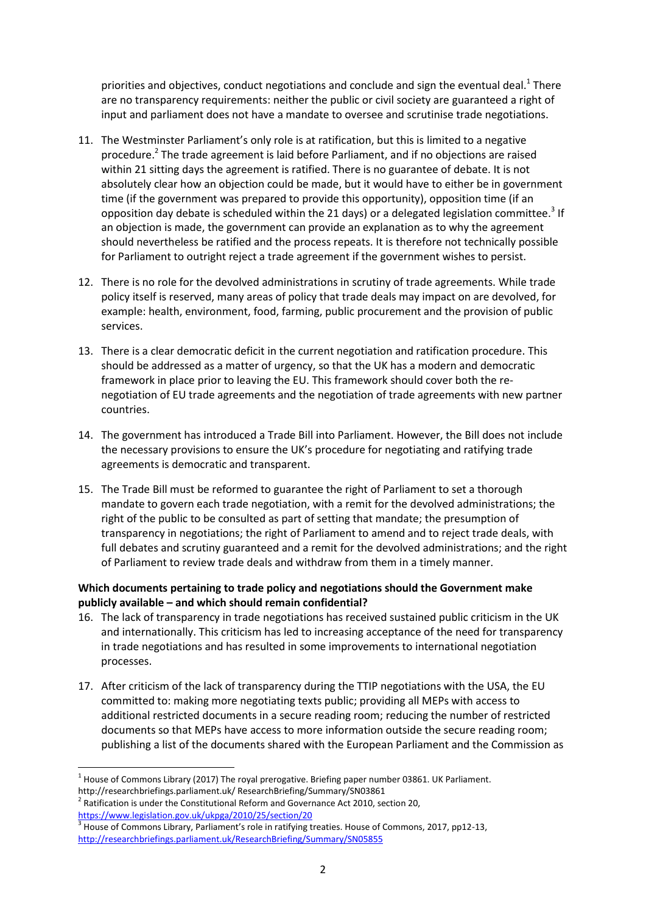priorities and objectives, conduct negotiations and conclude and sign the eventual deal.[1] There are no transparency requirements: neither the public or civil society are guaranteed a right of input and parliament does not have a mandate to oversee and scrutinise trade negotiations.

11. The Westminster Parliament's only role is at ratification, but this is limited to a negative procedure.[2] The trade agreement is laid before Parliament, and if no objections are raised within 21 sitting days the agreement is ratified. There is no guarantee of debate. It is not absolutely clear how an objection could be made, but it would have to either be in government time (if the government was prepared to provide this opportunity), opposition time (if an opposition day debate is scheduled within the 21 days) or a delegated legislation committee.[3] If an objection is made, the government can provide an explanation as to why the agreement should nevertheless be ratified and the process repeats. It is therefore not technically possible for Parliament to outright reject a trade agreement if the government wishes to persist.

12. There is no role for the devolved administrations in scrutiny of trade agreements. While trade policy itself is reserved, many areas of policy that trade deals may impact on are devolved, for example: health, environment, food, farming, public procurement and the provision of public services.

13. There is a clear democratic deficit in the current negotiation and ratification procedure. This should be addressed as a matter of urgency, so that the UK has a modern and democratic framework in place prior to leaving the EU. This framework should cover both the re-negotiation of EU trade agreements and the negotiation of trade agreements with new partner countries.

14. The government has introduced a Trade Bill into Parliament. However, the Bill does not include the necessary provisions to ensure the UK's procedure for negotiating and ratifying trade agreements is democratic and transparent.

15. The Trade Bill must be reformed to guarantee the right of Parliament to set a thorough mandate to govern each trade negotiation, with a remit for the devolved administrations; the right of the public to be consulted as part of setting that mandate; the presumption of transparency in negotiations; the right of Parliament to amend and to reject trade deals, with full debates and scrutiny guaranteed and a remit for the devolved administrations; and the right of Parliament to review trade deals and withdraw from them in a timely manner.

**Which documents pertaining to trade policy and negotiations should the Government make publicly available – and which should remain confidential?**

16. The lack of transparency in trade negotiations has received sustained public criticism in the UK and internationally. This criticism has led to increasing acceptance of the need for transparency in trade negotiations and has resulted in some improvements to international negotiation processes.

17. After criticism of the lack of transparency during the TTIP negotiations with the USA, the EU committed to: making more negotiating texts public; providing all MEPs with access to additional restricted documents in a secure reading room; reducing the number of restricted documents so that MEPs have access to more information outside the secure reading room; publishing a list of the documents shared with the European Parliament and the Commission as

---

[1] House of Commons Library (2017) The royal prerogative. Briefing paper number 03861. UK Parliament. http://researchbriefings.parliament.uk/ ResearchBriefing/Summary/SN03861

[2] Ratification is under the Constitutional Reform and Governance Act 2010, section 20, https://www.legislation.gov.uk/ukpga/2010/25/section/20

[3] House of Commons Library, Parliament's role in ratifying treaties. House of Commons, 2017, pp12-13, http://researchbriefings.parliament.uk/ResearchBriefing/Summary/SN05855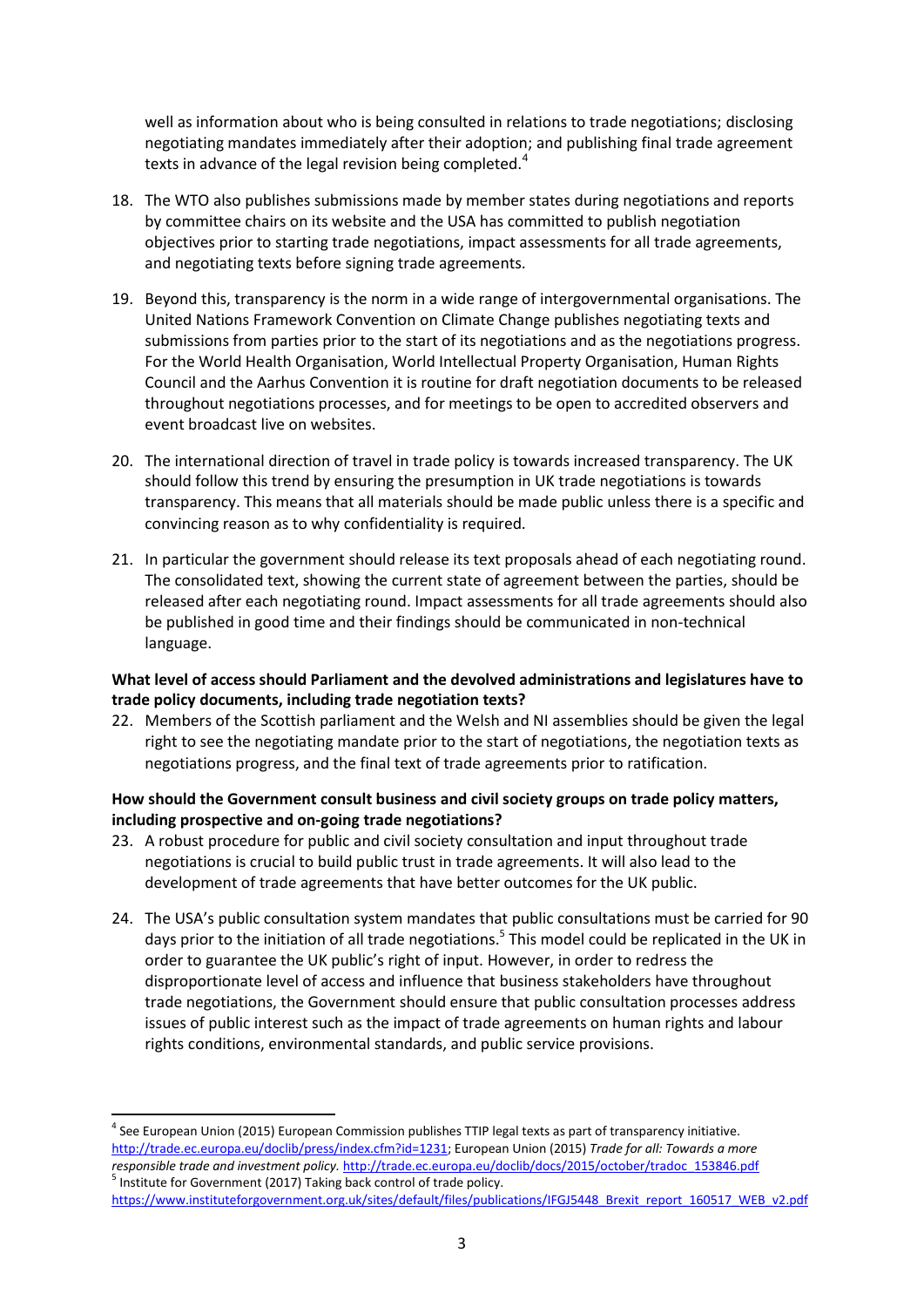well as information about who is being consulted in relations to trade negotiations; disclosing negotiating mandates immediately after their adoption; and publishing final trade agreement texts in advance of the legal revision being completed.[4]

18. The WTO also publishes submissions made by member states during negotiations and reports by committee chairs on its website and the USA has committed to publish negotiation objectives prior to starting trade negotiations, impact assessments for all trade agreements, and negotiating texts before signing trade agreements.

19. Beyond this, transparency is the norm in a wide range of intergovernmental organisations. The United Nations Framework Convention on Climate Change publishes negotiating texts and submissions from parties prior to the start of its negotiations and as the negotiations progress. For the World Health Organisation, World Intellectual Property Organisation, Human Rights Council and the Aarhus Convention it is routine for draft negotiation documents to be released throughout negotiations processes, and for meetings to be open to accredited observers and event broadcast live on websites.

20. The international direction of travel in trade policy is towards increased transparency. The UK should follow this trend by ensuring the presumption in UK trade negotiations is towards transparency. This means that all materials should be made public unless there is a specific and convincing reason as to why confidentiality is required.

21. In particular the government should release its text proposals ahead of each negotiating round. The consolidated text, showing the current state of agreement between the parties, should be released after each negotiating round. Impact assessments for all trade agreements should also be published in good time and their findings should be communicated in non-technical language.

**What level of access should Parliament and the devolved administrations and legislatures have to trade policy documents, including trade negotiation texts?**

22. Members of the Scottish parliament and the Welsh and NI assemblies should be given the legal right to see the negotiating mandate prior to the start of negotiations, the negotiation texts as negotiations progress, and the final text of trade agreements prior to ratification.

**How should the Government consult business and civil society groups on trade policy matters, including prospective and on-going trade negotiations?**

23. A robust procedure for public and civil society consultation and input throughout trade negotiations is crucial to build public trust in trade agreements. It will also lead to the development of trade agreements that have better outcomes for the UK public.

24. The USA's public consultation system mandates that public consultations must be carried for 90 days prior to the initiation of all trade negotiations.[5] This model could be replicated in the UK in order to guarantee the UK public's right of input. However, in order to redress the disproportionate level of access and influence that business stakeholders have throughout trade negotiations, the Government should ensure that public consultation processes address issues of public interest such as the impact of trade agreements on human rights and labour rights conditions, environmental standards, and public service provisions.

---

[4] See European Union (2015) European Commission publishes TTIP legal texts as part of transparency initiative. http://trade.ec.europa.eu/doclib/press/index.cfm?id=1231; European Union (2015) *Trade for all: Towards a more responsible trade and investment policy.* http://trade.ec.europa.eu/doclib/docs/2015/october/tradoc_153846.pdf

[5] Institute for Government (2017) Taking back control of trade policy. https://www.instituteforgovernment.org.uk/sites/default/files/publications/IFGJ5448_Brexit_report_160517_WEB_v2.pdf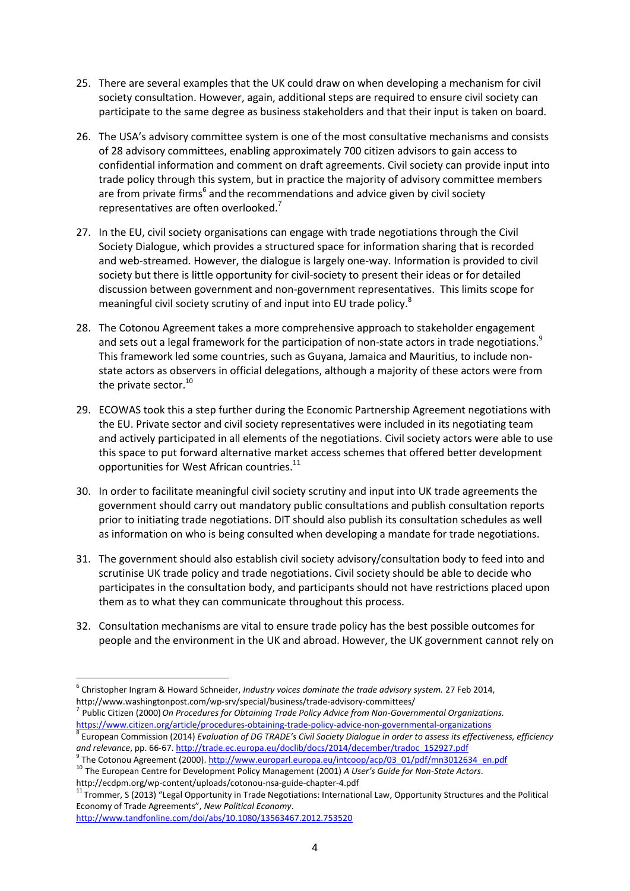25. There are several examples that the UK could draw on when developing a mechanism for civil society consultation. However, again, additional steps are required to ensure civil society can participate to the same degree as business stakeholders and that their input is taken on board.

26. The USA's advisory committee system is one of the most consultative mechanisms and consists of 28 advisory committees, enabling approximately 700 citizen advisors to gain access to confidential information and comment on draft agreements. Civil society can provide input into trade policy through this system, but in practice the majority of advisory committee members are from private firms[6] and the recommendations and advice given by civil society representatives are often overlooked.[7]

27. In the EU, civil society organisations can engage with trade negotiations through the Civil Society Dialogue, which provides a structured space for information sharing that is recorded and web-streamed. However, the dialogue is largely one-way. Information is provided to civil society but there is little opportunity for civil-society to present their ideas or for detailed discussion between government and non-government representatives. This limits scope for meaningful civil society scrutiny of and input into EU trade policy.[8]

28. The Cotonou Agreement takes a more comprehensive approach to stakeholder engagement and sets out a legal framework for the participation of non-state actors in trade negotiations.[9] This framework led some countries, such as Guyana, Jamaica and Mauritius, to include non-state actors as observers in official delegations, although a majority of these actors were from the private sector.[10]

29. ECOWAS took this a step further during the Economic Partnership Agreement negotiations with the EU. Private sector and civil society representatives were included in its negotiating team and actively participated in all elements of the negotiations. Civil society actors were able to use this space to put forward alternative market access schemes that offered better development opportunities for West African countries.[11]

30. In order to facilitate meaningful civil society scrutiny and input into UK trade agreements the government should carry out mandatory public consultations and publish consultation reports prior to initiating trade negotiations. DIT should also publish its consultation schedules as well as information on who is being consulted when developing a mandate for trade negotiations.

31. The government should also establish civil society advisory/consultation body to feed into and scrutinise UK trade policy and trade negotiations. Civil society should be able to decide who participates in the consultation body, and participants should not have restrictions placed upon them as to what they can communicate throughout this process.

32. Consultation mechanisms are vital to ensure trade policy has the best possible outcomes for people and the environment in the UK and abroad. However, the UK government cannot rely on

---

[6] Christopher Ingram & Howard Schneider, *Industry voices dominate the trade advisory system.* 27 Feb 2014, http://www.washingtonpost.com/wp-srv/special/business/trade-advisory-committees/

[7] Public Citizen (2000) *On Procedures for Obtaining Trade Policy Advice from Non-Governmental Organizations.* https://www.citizen.org/article/procedures-obtaining-trade-policy-advice-non-governmental-organizations

[8] European Commission (2014) *Evaluation of DG TRADE's Civil Society Dialogue in order to assess its effectiveness, efficiency and relevance*, pp. 66-67. http://trade.ec.europa.eu/doclib/docs/2014/december/tradoc_152927.pdf

[9] The Cotonou Agreement (2000). http://www.europarl.europa.eu/intcoop/acp/03_01/pdf/mn3012634_en.pdf

[10] The European Centre for Development Policy Management (2001) *A User's Guide for Non-State Actors*. http://ecdpm.org/wp-content/uploads/cotonou-nsa-guide-chapter-4.pdf

[11] Trommer, S (2013) "Legal Opportunity in Trade Negotiations: International Law, Opportunity Structures and the Political Economy of Trade Agreements", *New Political Economy*. http://www.tandfonline.com/doi/abs/10.1080/13563467.2012.753520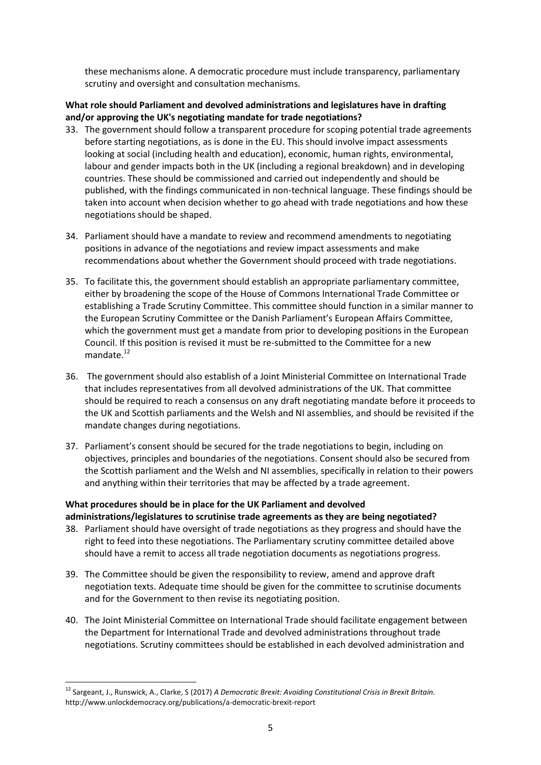these mechanisms alone. A democratic procedure must include transparency, parliamentary scrutiny and oversight and consultation mechanisms.

**What role should Parliament and devolved administrations and legislatures have in drafting and/or approving the UK's negotiating mandate for trade negotiations?**

33. The government should follow a transparent procedure for scoping potential trade agreements before starting negotiations, as is done in the EU. This should involve impact assessments looking at social (including health and education), economic, human rights, environmental, labour and gender impacts both in the UK (including a regional breakdown) and in developing countries. These should be commissioned and carried out independently and should be published, with the findings communicated in non-technical language. These findings should be taken into account when decision whether to go ahead with trade negotiations and how these negotiations should be shaped.

34. Parliament should have a mandate to review and recommend amendments to negotiating positions in advance of the negotiations and review impact assessments and make recommendations about whether the Government should proceed with trade negotiations.

35. To facilitate this, the government should establish an appropriate parliamentary committee, either by broadening the scope of the House of Commons International Trade Committee or establishing a Trade Scrutiny Committee. This committee should function in a similar manner to the European Scrutiny Committee or the Danish Parliament's European Affairs Committee, which the government must get a mandate from prior to developing positions in the European Council. If this position is revised it must be re-submitted to the Committee for a new mandate.[12]

36. The government should also establish of a Joint Ministerial Committee on International Trade that includes representatives from all devolved administrations of the UK. That committee should be required to reach a consensus on any draft negotiating mandate before it proceeds to the UK and Scottish parliaments and the Welsh and NI assemblies, and should be revisited if the mandate changes during negotiations.

37. Parliament's consent should be secured for the trade negotiations to begin, including on objectives, principles and boundaries of the negotiations. Consent should also be secured from the Scottish parliament and the Welsh and NI assemblies, specifically in relation to their powers and anything within their territories that may be affected by a trade agreement.

**What procedures should be in place for the UK Parliament and devolved administrations/legislatures to scrutinise trade agreements as they are being negotiated?**

38. Parliament should have oversight of trade negotiations as they progress and should have the right to feed into these negotiations. The Parliamentary scrutiny committee detailed above should have a remit to access all trade negotiation documents as negotiations progress.

39. The Committee should be given the responsibility to review, amend and approve draft negotiation texts. Adequate time should be given for the committee to scrutinise documents and for the Government to then revise its negotiating position.

40. The Joint Ministerial Committee on International Trade should facilitate engagement between the Department for International Trade and devolved administrations throughout trade negotiations. Scrutiny committees should be established in each devolved administration and

---

[12] Sargeant, J., Runswick, A., Clarke, S (2017) *A Democratic Brexit: Avoiding Constitutional Crisis in Brexit Britain.* http://www.unlockdemocracy.org/publications/a-democratic-brexit-report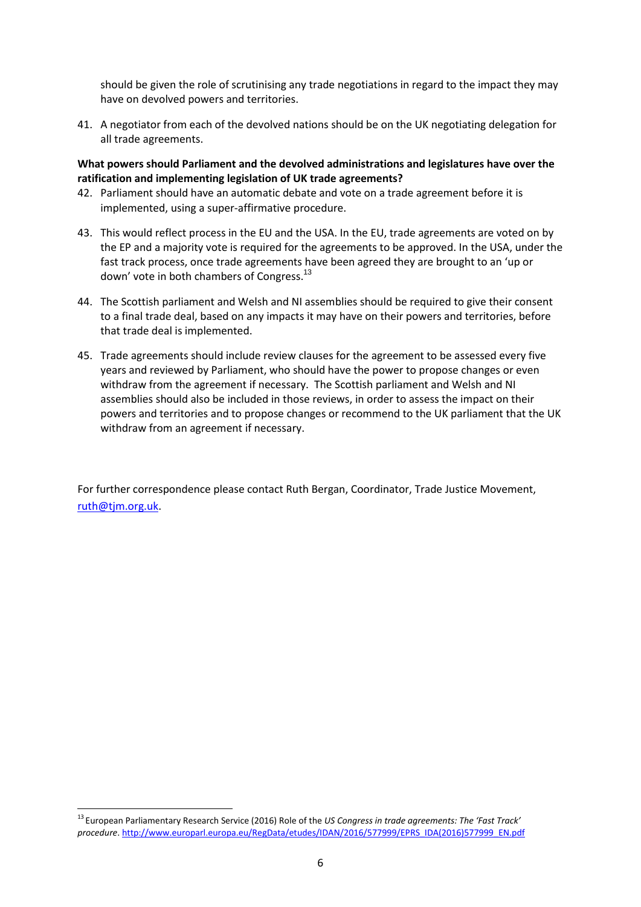should be given the role of scrutinising any trade negotiations in regard to the impact they may have on devolved powers and territories.

41. A negotiator from each of the devolved nations should be on the UK negotiating delegation for all trade agreements.

**What powers should Parliament and the devolved administrations and legislatures have over the ratification and implementing legislation of UK trade agreements?**

42. Parliament should have an automatic debate and vote on a trade agreement before it is implemented, using a super-affirmative procedure.

43. This would reflect process in the EU and the USA. In the EU, trade agreements are voted on by the EP and a majority vote is required for the agreements to be approved. In the USA, under the fast track process, once trade agreements have been agreed they are brought to an 'up or down' vote in both chambers of Congress.[13]

44. The Scottish parliament and Welsh and NI assemblies should be required to give their consent to a final trade deal, based on any impacts it may have on their powers and territories, before that trade deal is implemented.

45. Trade agreements should include review clauses for the agreement to be assessed every five years and reviewed by Parliament, who should have the power to propose changes or even withdraw from the agreement if necessary. The Scottish parliament and Welsh and NI assemblies should also be included in those reviews, in order to assess the impact on their powers and territories and to propose changes or recommend to the UK parliament that the UK withdraw from an agreement if necessary.

For further correspondence please contact Ruth Bergan, Coordinator, Trade Justice Movement, ruth@tjm.org.uk.

---

[13] European Parliamentary Research Service (2016) Role of the *US Congress in trade agreements: The 'Fast Track' procedure*. http://www.europarl.europa.eu/RegData/etudes/IDAN/2016/577999/EPRS_IDA(2016)577999_EN.pdf